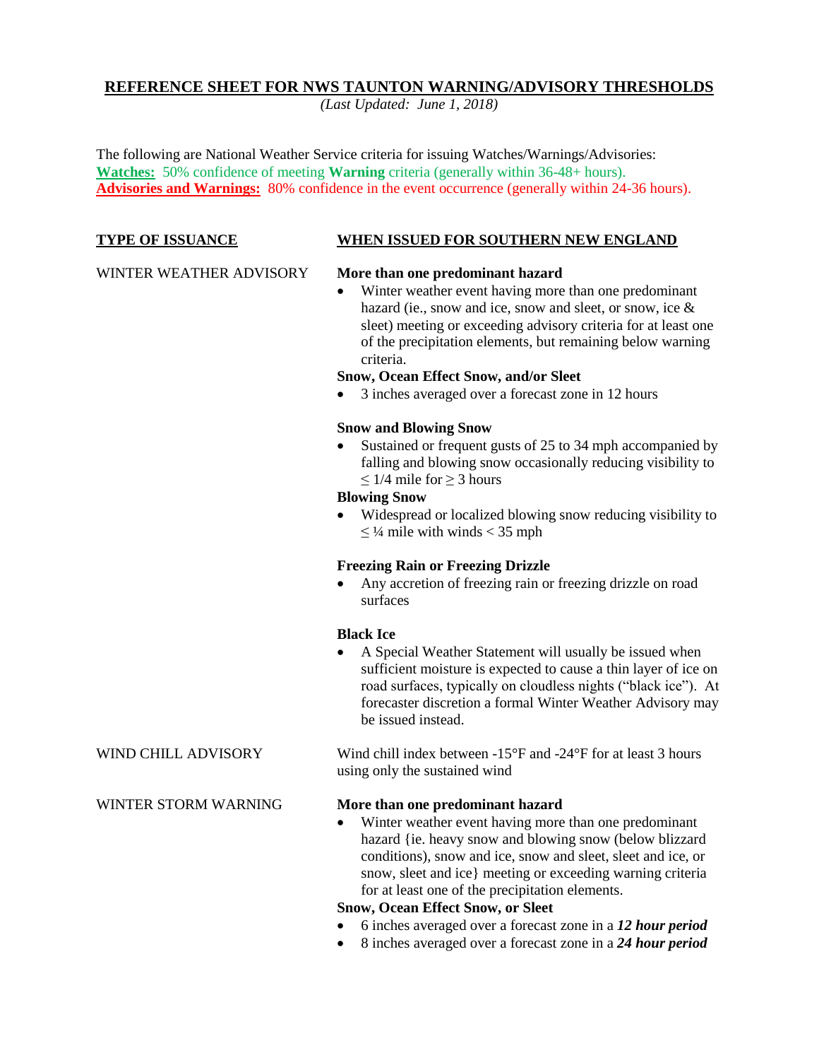# REFERENCE SHEET FOR NWS TAUNTON WARNING/ADVISORY THRESHOLDS

*(Last Updated: June 1, 2018)*

The following are National Weather Service criteria for issuing Watches/Warnings/Advisories:

**Watches:** 50% confidence of meeting **Warning** criteria (generally within 36-48+ hours).

**Advisories and Warnings:** 80% confidence in the event occurrence (generally within 24-36 hours).

| TYPE OF ISSUANCE | WHEN ISSUED FOR SOUTHERN NEW ENGLAND |
|---|---|
| WINTER WEATHER ADVISORY | **More than one predominant hazard**<br>• Winter weather event having more than one predominant hazard (ie., snow and ice, snow and sleet, or snow, ice & sleet) meeting or exceeding advisory criteria for at least one of the precipitation elements, but remaining below warning criteria.<br>**Snow, Ocean Effect Snow, and/or Sleet**<br>• 3 inches averaged over a forecast zone in 12 hours<br><br>**Snow and Blowing Snow**<br>• Sustained or frequent gusts of 25 to 34 mph accompanied by falling and blowing snow occasionally reducing visibility to ≤ 1/4 mile for ≥ 3 hours<br>**Blowing Snow**<br>• Widespread or localized blowing snow reducing visibility to ≤ ¼ mile with winds < 35 mph<br><br>**Freezing Rain or Freezing Drizzle**<br>• Any accretion of freezing rain or freezing drizzle on road surfaces<br><br>**Black Ice**<br>• A Special Weather Statement will usually be issued when sufficient moisture is expected to cause a thin layer of ice on road surfaces, typically on cloudless nights ("black ice"). At forecaster discretion a formal Winter Weather Advisory may be issued instead. |
| WIND CHILL ADVISORY | Wind chill index between -15°F and -24°F for at least 3 hours using only the sustained wind |
| WINTER STORM WARNING | **More than one predominant hazard**<br>• Winter weather event having more than one predominant hazard {ie. heavy snow and blowing snow (below blizzard conditions), snow and ice, snow and sleet, sleet and ice, or snow, sleet and ice} meeting or exceeding warning criteria for at least one of the precipitation elements.<br>**Snow, Ocean Effect Snow, or Sleet**<br>• 6 inches averaged over a forecast zone in a ***12 hour period***<br>• 8 inches averaged over a forecast zone in a ***24 hour period*** |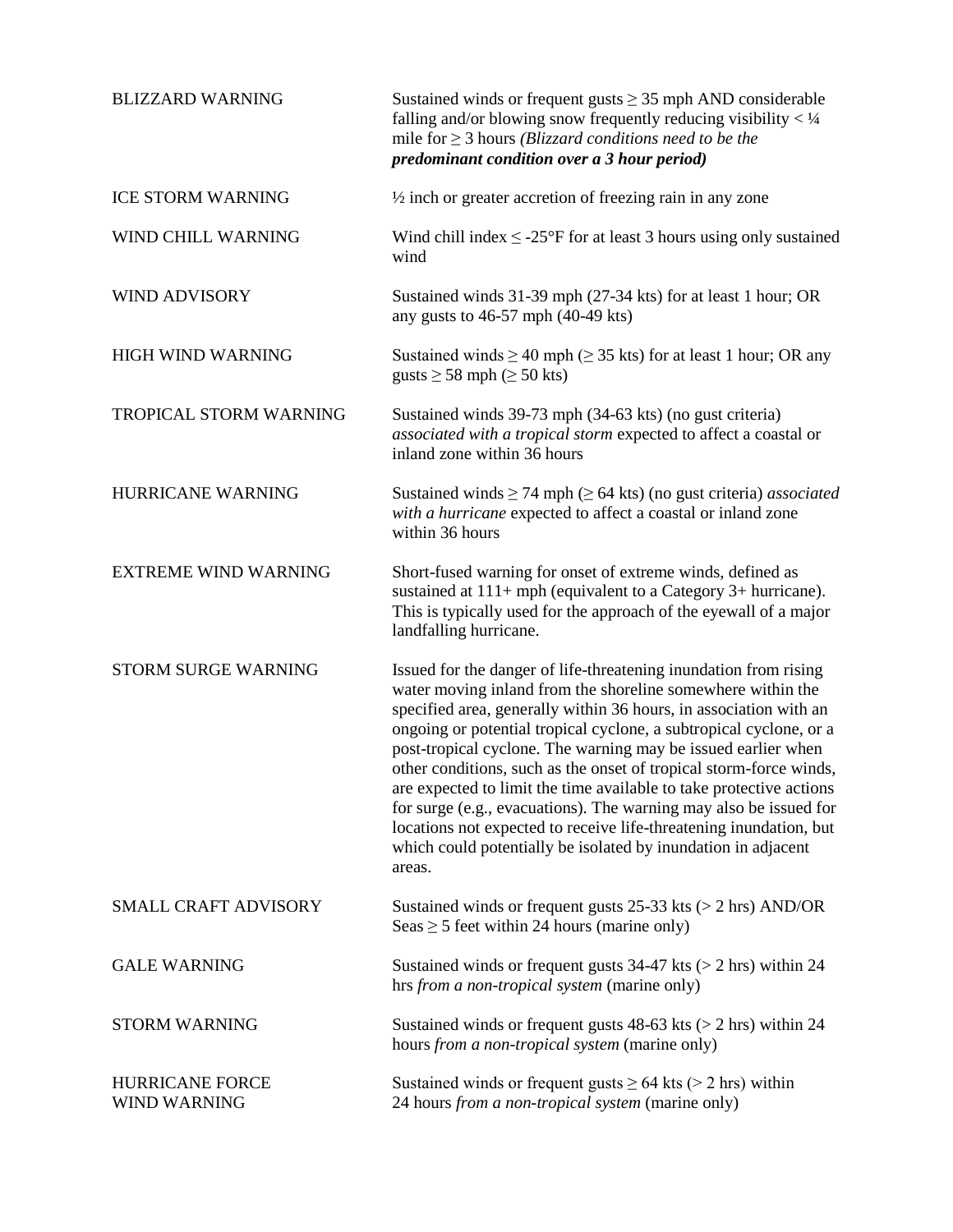| | |
|---|---|
| BLIZZARD WARNING | Sustained winds or frequent gusts ≥ 35 mph AND considerable falling and/or blowing snow frequently reducing visibility < ¼ mile for ≥ 3 hours *(Blizzard conditions need to be the **predominant condition over a 3 hour period**)* |
| ICE STORM WARNING | ½ inch or greater accretion of freezing rain in any zone |
| WIND CHILL WARNING | Wind chill index ≤ -25°F for at least 3 hours using only sustained wind |
| WIND ADVISORY | Sustained winds 31-39 mph (27-34 kts) for at least 1 hour; OR any gusts to 46-57 mph (40-49 kts) |
| HIGH WIND WARNING | Sustained winds ≥ 40 mph (≥ 35 kts) for at least 1 hour; OR any gusts ≥ 58 mph (≥ 50 kts) |
| TROPICAL STORM WARNING | Sustained winds 39-73 mph (34-63 kts) (no gust criteria) *associated with a tropical storm* expected to affect a coastal or inland zone within 36 hours |
| HURRICANE WARNING | Sustained winds ≥ 74 mph (≥ 64 kts) (no gust criteria) *associated with a hurricane* expected to affect a coastal or inland zone within 36 hours |
| EXTREME WIND WARNING | Short-fused warning for onset of extreme winds, defined as sustained at 111+ mph (equivalent to a Category 3+ hurricane). This is typically used for the approach of the eyewall of a major landfalling hurricane. |
| STORM SURGE WARNING | Issued for the danger of life-threatening inundation from rising water moving inland from the shoreline somewhere within the specified area, generally within 36 hours, in association with an ongoing or potential tropical cyclone, a subtropical cyclone, or a post-tropical cyclone. The warning may be issued earlier when other conditions, such as the onset of tropical storm-force winds, are expected to limit the time available to take protective actions for surge (e.g., evacuations). The warning may also be issued for locations not expected to receive life-threatening inundation, but which could potentially be isolated by inundation in adjacent areas. |
| SMALL CRAFT ADVISORY | Sustained winds or frequent gusts 25-33 kts (> 2 hrs) AND/OR Seas ≥ 5 feet within 24 hours (marine only) |
| GALE WARNING | Sustained winds or frequent gusts 34-47 kts (> 2 hrs) within 24 hrs *from a non-tropical system* (marine only) |
| STORM WARNING | Sustained winds or frequent gusts 48-63 kts (> 2 hrs) within 24 hours *from a non-tropical system* (marine only) |
| HURRICANE FORCE WIND WARNING | Sustained winds or frequent gusts ≥ 64 kts (> 2 hrs) within 24 hours *from a non-tropical system* (marine only) |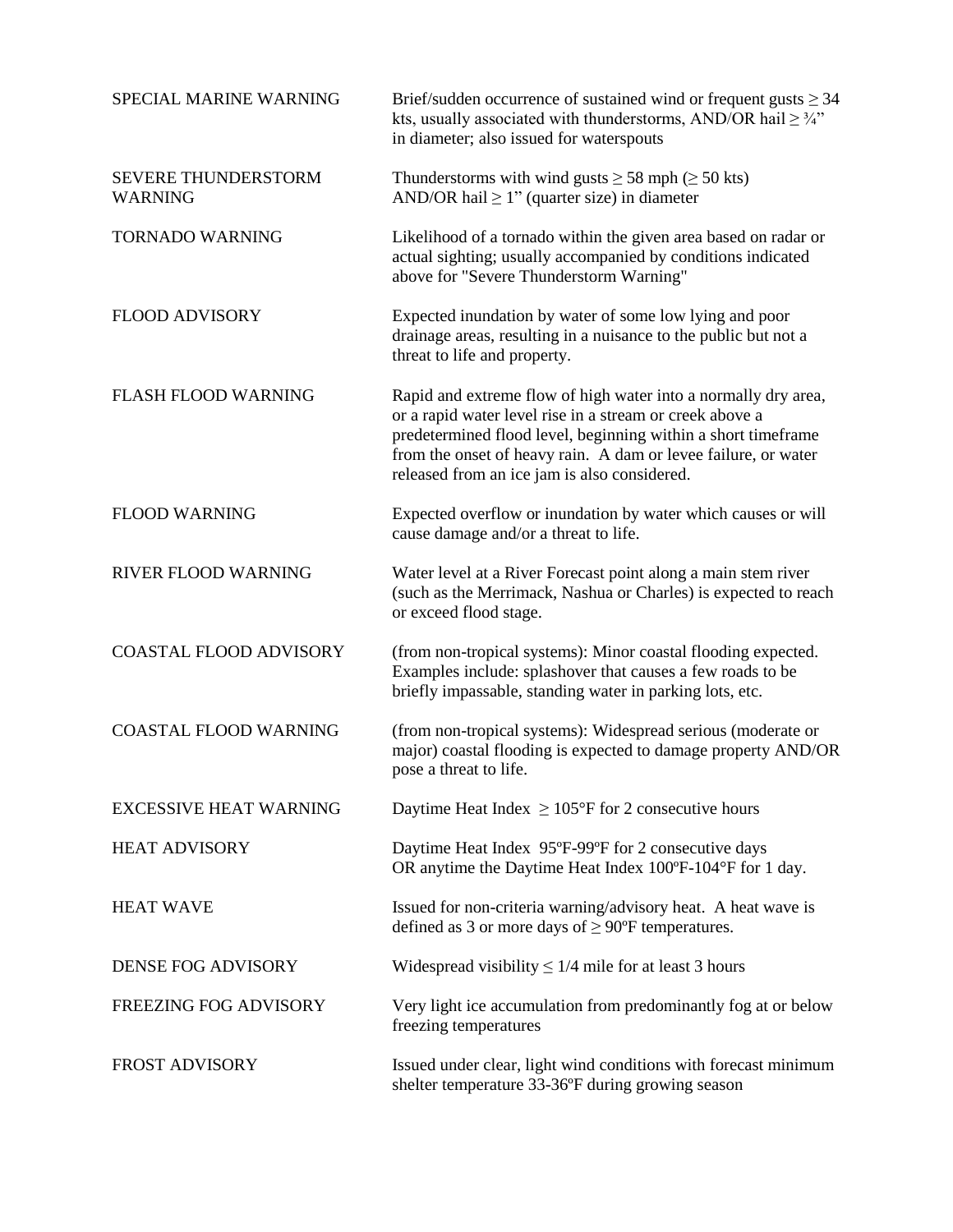| | |
|---|---|
| SPECIAL MARINE WARNING | Brief/sudden occurrence of sustained wind or frequent gusts ≥ 34 kts, usually associated with thunderstorms, AND/OR hail ≥ ¾" in diameter; also issued for waterspouts |
| SEVERE THUNDERSTORM WARNING | Thunderstorms with wind gusts ≥ 58 mph (≥ 50 kts) AND/OR hail ≥ 1" (quarter size) in diameter |
| TORNADO WARNING | Likelihood of a tornado within the given area based on radar or actual sighting; usually accompanied by conditions indicated above for "Severe Thunderstorm Warning" |
| FLOOD ADVISORY | Expected inundation by water of some low lying and poor drainage areas, resulting in a nuisance to the public but not a threat to life and property. |
| FLASH FLOOD WARNING | Rapid and extreme flow of high water into a normally dry area, or a rapid water level rise in a stream or creek above a predetermined flood level, beginning within a short timeframe from the onset of heavy rain. A dam or levee failure, or water released from an ice jam is also considered. |
| FLOOD WARNING | Expected overflow or inundation by water which causes or will cause damage and/or a threat to life. |
| RIVER FLOOD WARNING | Water level at a River Forecast point along a main stem river (such as the Merrimack, Nashua or Charles) is expected to reach or exceed flood stage. |
| COASTAL FLOOD ADVISORY | (from non-tropical systems): Minor coastal flooding expected. Examples include: splashover that causes a few roads to be briefly impassable, standing water in parking lots, etc. |
| COASTAL FLOOD WARNING | (from non-tropical systems): Widespread serious (moderate or major) coastal flooding is expected to damage property AND/OR pose a threat to life. |
| EXCESSIVE HEAT WARNING | Daytime Heat Index ≥ 105°F for 2 consecutive hours |
| HEAT ADVISORY | Daytime Heat Index 95ºF-99ºF for 2 consecutive days OR anytime the Daytime Heat Index 100ºF-104°F for 1 day. |
| HEAT WAVE | Issued for non-criteria warning/advisory heat. A heat wave is defined as 3 or more days of ≥ 90ºF temperatures. |
| DENSE FOG ADVISORY | Widespread visibility ≤ 1/4 mile for at least 3 hours |
| FREEZING FOG ADVISORY | Very light ice accumulation from predominantly fog at or below freezing temperatures |
| FROST ADVISORY | Issued under clear, light wind conditions with forecast minimum shelter temperature 33-36ºF during growing season |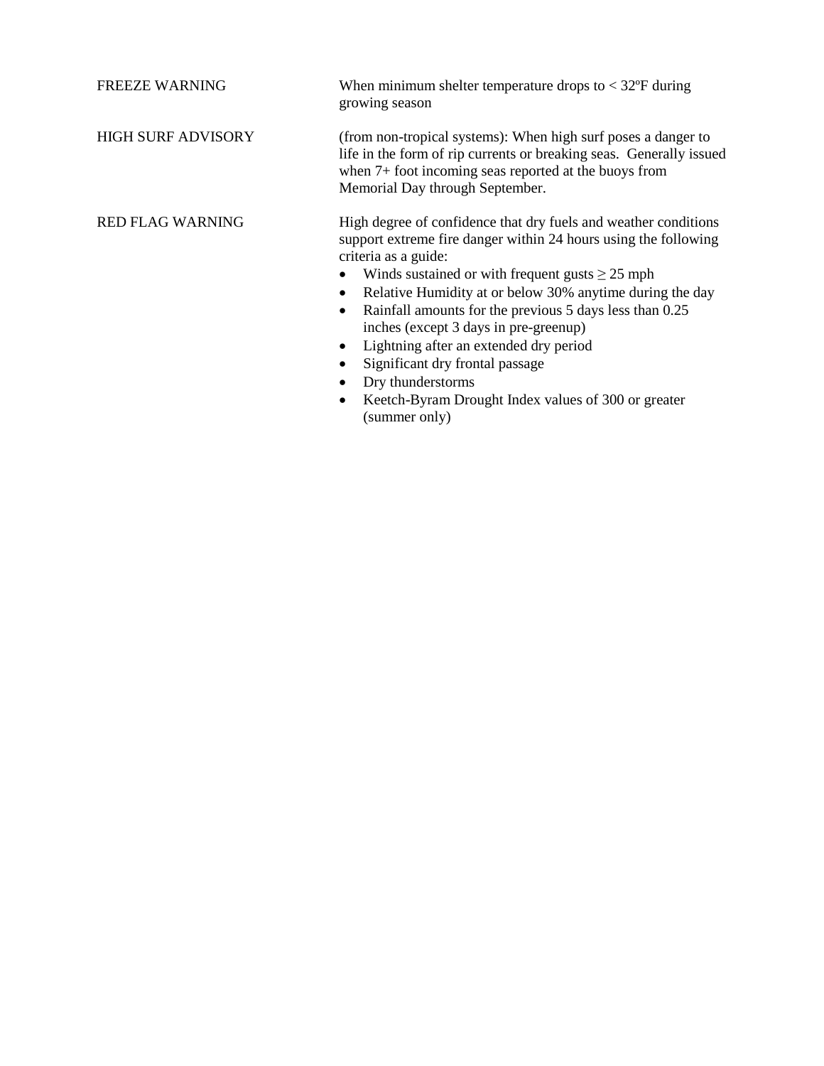| | |
|---|---|
| FREEZE WARNING | When minimum shelter temperature drops to < 32ºF during growing season |
| HIGH SURF ADVISORY | (from non-tropical systems): When high surf poses a danger to life in the form of rip currents or breaking seas. Generally issued when 7+ foot incoming seas reported at the buoys from Memorial Day through September. |
| RED FLAG WARNING | High degree of confidence that dry fuels and weather conditions support extreme fire danger within 24 hours using the following criteria as a guide:<br>• Winds sustained or with frequent gusts ≥ 25 mph<br>• Relative Humidity at or below 30% anytime during the day<br>• Rainfall amounts for the previous 5 days less than 0.25 inches (except 3 days in pre-greenup)<br>• Lightning after an extended dry period<br>• Significant dry frontal passage<br>• Dry thunderstorms<br>• Keetch-Byram Drought Index values of 300 or greater (summer only) |